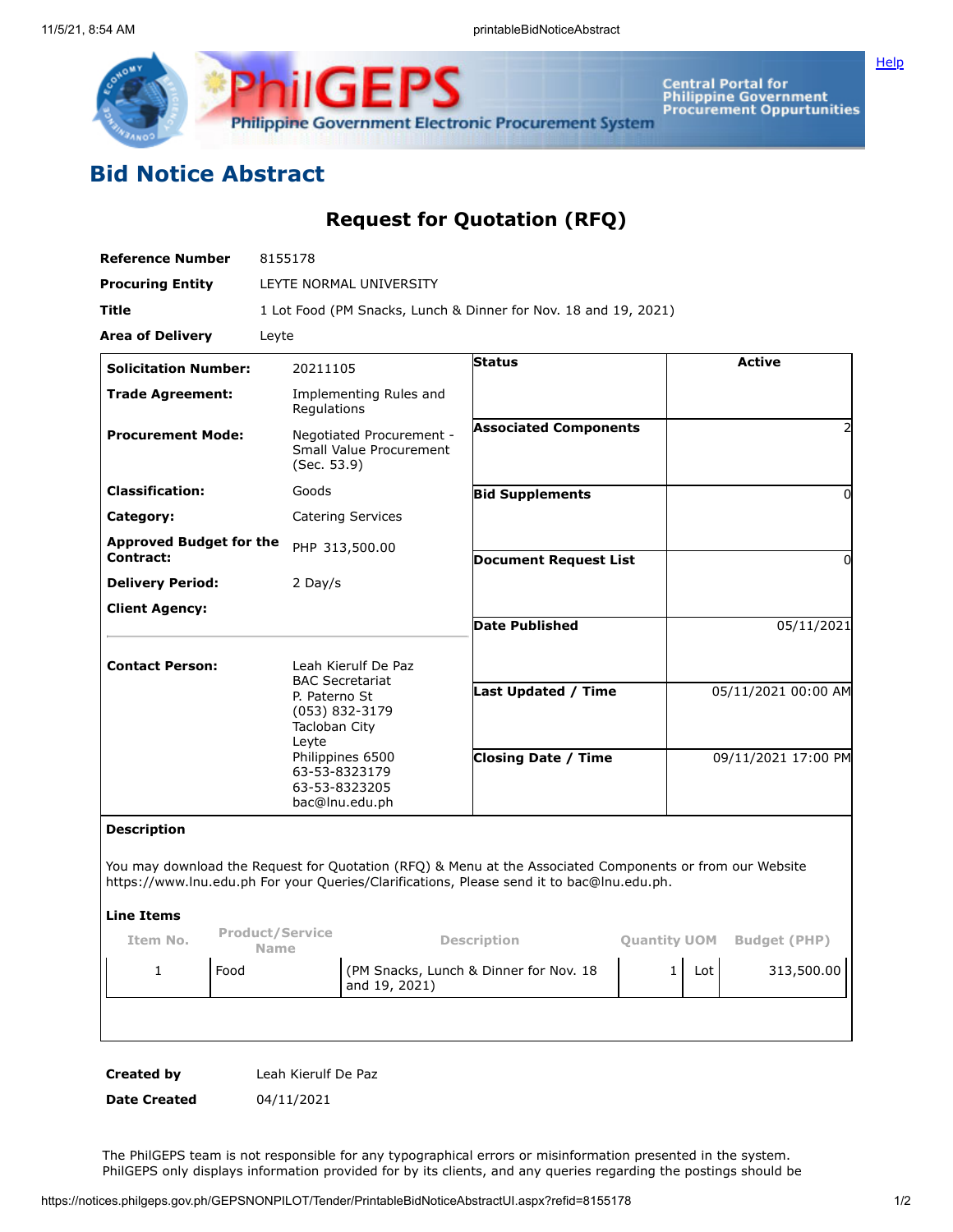# Bid Notice Abstract

## Request for Quotation (RFQ)

| | |
|---|---|
| **Reference Number** | 8155178 |
| **Procuring Entity** | LEYTE NORMAL UNIVERSITY |
| **Title** | 1 Lot Food (PM Snacks, Lunch & Dinner for Nov. 18 and 19, 2021) |
| **Area of Delivery** | Leyte |

| | | | |
|---|---|---|---|
| **Solicitation Number:** | 20211105 | **Status** | Active |
| **Trade Agreement:** | Implementing Rules and Regulations | | |
| **Procurement Mode:** | Negotiated Procurement - Small Value Procurement (Sec. 53.9) | **Associated Components** | 2 |
| **Classification:** | Goods | **Bid Supplements** | 0 |
| **Category:** | Catering Services | | |
| **Approved Budget for the Contract:** | PHP 313,500.00 | **Document Request List** | 0 |
| **Delivery Period:** | 2 Day/s | | |
| **Client Agency:** | | **Date Published** | 05/11/2021 |
| **Contact Person:** | Leah Kierulf De Paz<br>BAC Secretariat<br>P. Paterno St<br>(053) 832-3179<br>Tacloban City<br>Leyte<br>Philippines 6500<br>63-53-8323179<br>63-53-8323205<br>bac@lnu.edu.ph | **Last Updated / Time** | 05/11/2021 00:00 AM |
| | | **Closing Date / Time** | 09/11/2021 17:00 PM |

**Description**

You may download the Request for Quotation (RFQ) & Menu at the Associated Components or from our Website https://www.lnu.edu.ph For your Queries/Clarifications, Please send it to bac@lnu.edu.ph.

**Line Items**

| Item No. | Product/Service Name | Description | Quantity | UOM | Budget (PHP) |
|---|---|---|---|---|---|
| 1 | Food | (PM Snacks, Lunch & Dinner for Nov. 18 and 19, 2021) | 1 | Lot | 313,500.00 |

| | |
|---|---|
| **Created by** | Leah Kierulf De Paz |
| **Date Created** | 04/11/2021 |

The PhilGEPS team is not responsible for any typographical errors or misinformation presented in the system. PhilGEPS only displays information provided for by its clients, and any queries regarding the postings should be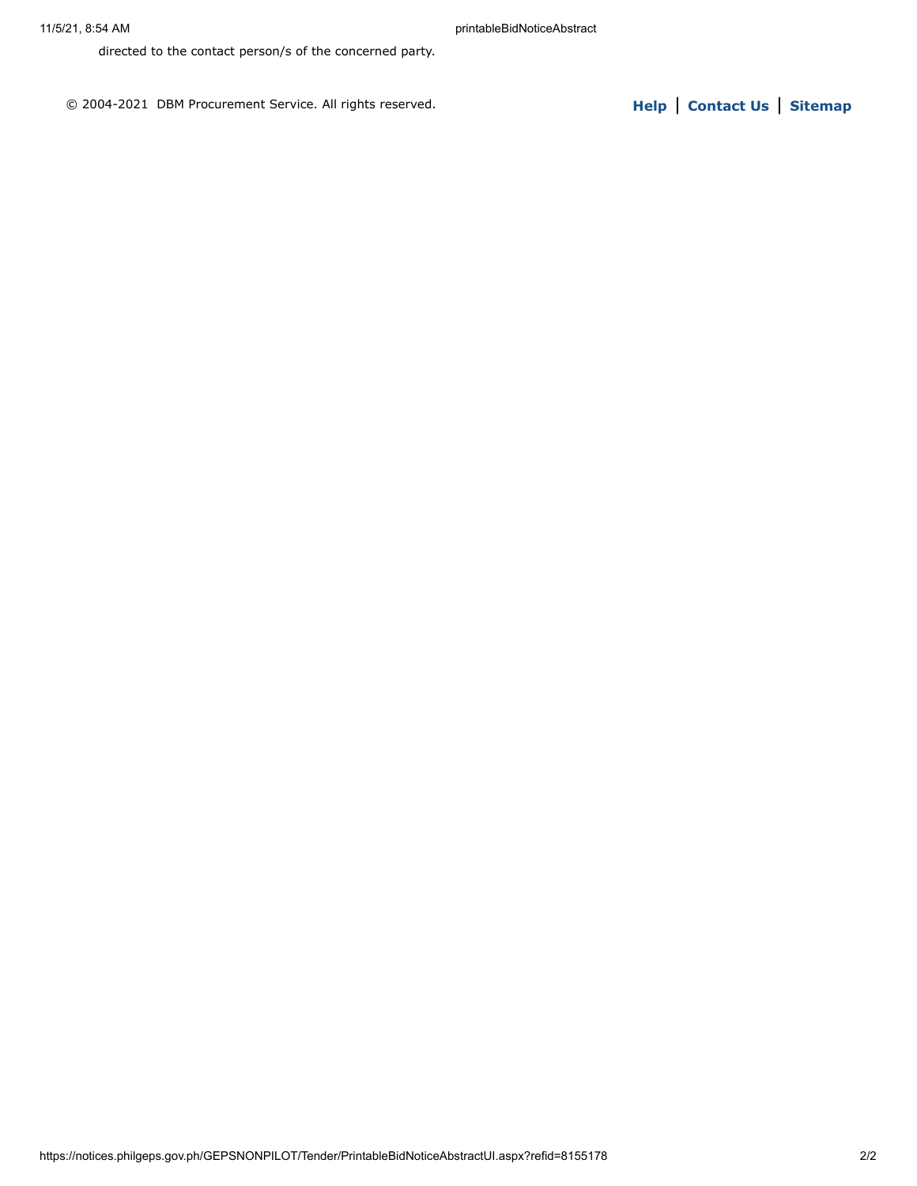directed to the contact person/s of the concerned party.

© 2004-2021 DBM Procurement Service. All rights reserved.

**Help** | **Contact Us** | **Sitemap**